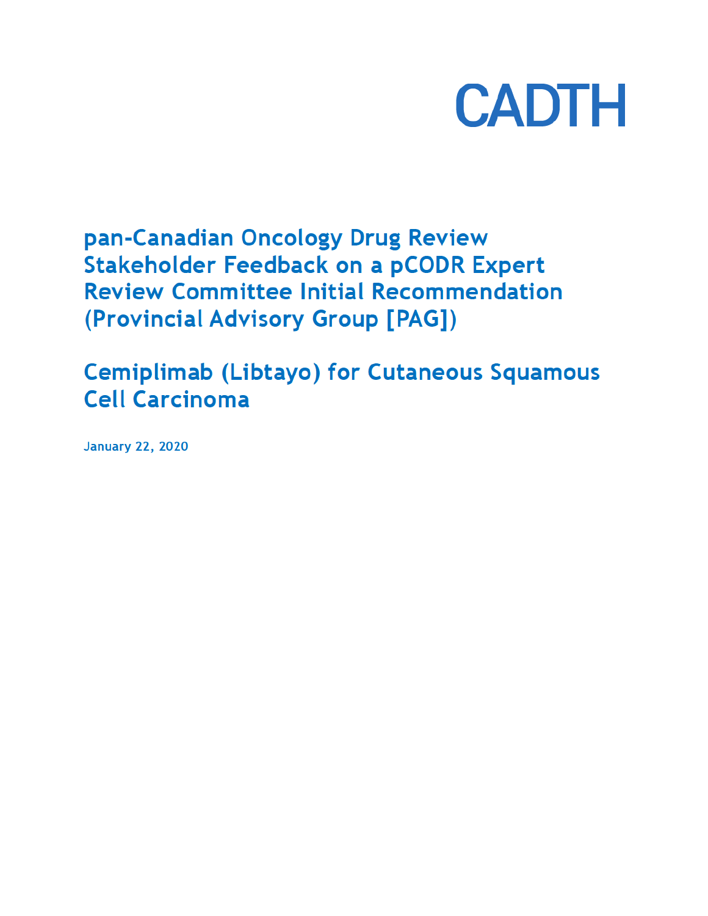CADTH

# pan-Canadian Oncology Drug Review Stakeholder Feedback on a pCODR Expert Review Committee Initial Recommendation (Provincial Advisory Group [PAG])

## Cemiplimab (Libtayo) for Cutaneous Squamous Cell Carcinoma

January 22, 2020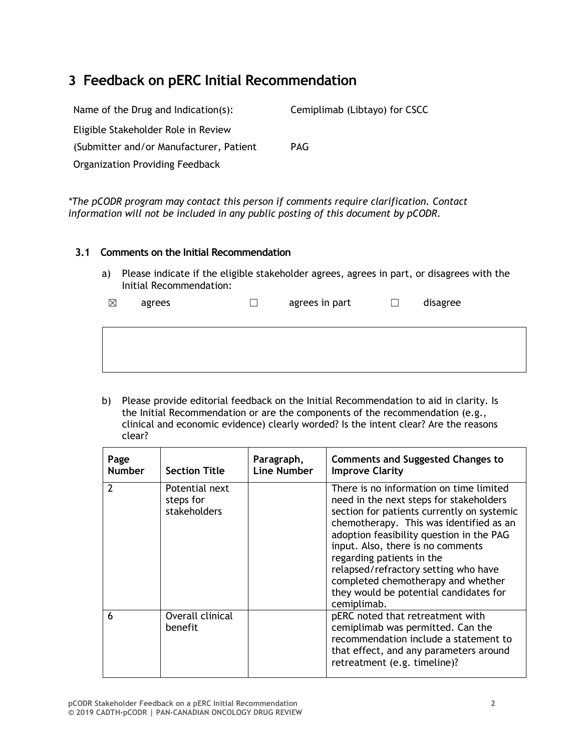# 3 Feedback on pERC Initial Recommendation

| | |
|---|---|
| Name of the Drug and Indication(s): | Cemiplimab (Libtayo) for CSCC |
| Eligible Stakeholder Role in Review (Submitter and/or Manufacturer, Patient Organization Providing Feedback | PAG |

*\*The pCODR program may contact this person if comments require clarification. Contact information will not be included in any public posting of this document by pCODR.*

### 3.1 Comments on the Initial Recommendation

a) Please indicate if the eligible stakeholder agrees, agrees in part, or disagrees with the Initial Recommendation:

☒ agrees ☐ agrees in part ☐ disagree

b) Please provide editorial feedback on the Initial Recommendation to aid in clarity. Is the Initial Recommendation or are the components of the recommendation (e.g., clinical and economic evidence) clearly worded? Is the intent clear? Are the reasons clear?

| Page Number | Section Title | Paragraph, Line Number | Comments and Suggested Changes to Improve Clarity |
|---|---|---|---|
| 2 | Potential next steps for stakeholders | | There is no information on time limited need in the next steps for stakeholders section for patients currently on systemic chemotherapy. This was identified as an adoption feasibility question in the PAG input. Also, there is no comments regarding patients in the relapsed/refractory setting who have completed chemotherapy and whether they would be potential candidates for cemiplimab. |
| 6 | Overall clinical benefit | | pERC noted that retreatment with cemiplimab was permitted. Can the recommendation include a statement to that effect, and any parameters around retreatment (e.g. timeline)? |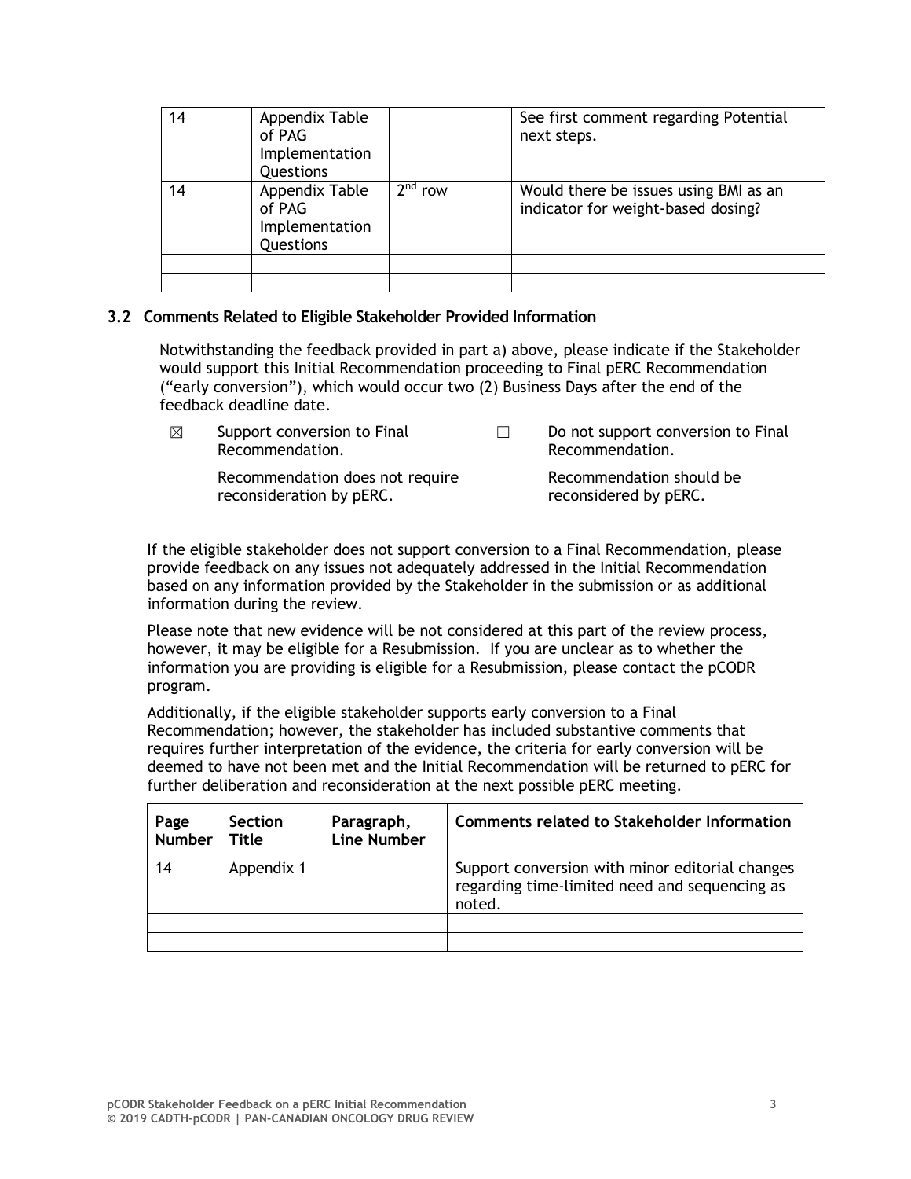| | | | |
|---|---|---|---|
| 14 | Appendix Table of PAG Implementation Questions | | See first comment regarding Potential next steps. |
| 14 | Appendix Table of PAG Implementation Questions | 2nd row | Would there be issues using BMI as an indicator for weight-based dosing? |
| | | | |
| | | | |

### 3.2 Comments Related to Eligible Stakeholder Provided Information

Notwithstanding the feedback provided in part a) above, please indicate if the Stakeholder would support this Initial Recommendation proceeding to Final pERC Recommendation ("early conversion"), which would occur two (2) Business Days after the end of the feedback deadline date.

☒ Support conversion to Final Recommendation.

Recommendation does not require reconsideration by pERC.

☐ Do not support conversion to Final Recommendation.

Recommendation should be reconsidered by pERC.

If the eligible stakeholder does not support conversion to a Final Recommendation, please provide feedback on any issues not adequately addressed in the Initial Recommendation based on any information provided by the Stakeholder in the submission or as additional information during the review.

Please note that new evidence will be not considered at this part of the review process, however, it may be eligible for a Resubmission. If you are unclear as to whether the information you are providing is eligible for a Resubmission, please contact the pCODR program.

Additionally, if the eligible stakeholder supports early conversion to a Final Recommendation; however, the stakeholder has included substantive comments that requires further interpretation of the evidence, the criteria for early conversion will be deemed to have not been met and the Initial Recommendation will be returned to pERC for further deliberation and reconsideration at the next possible pERC meeting.

| Page Number | Section Title | Paragraph, Line Number | Comments related to Stakeholder Information |
|---|---|---|---|
| 14 | Appendix 1 | | Support conversion with minor editorial changes regarding time-limited need and sequencing as noted. |
| | | | |
| | | | |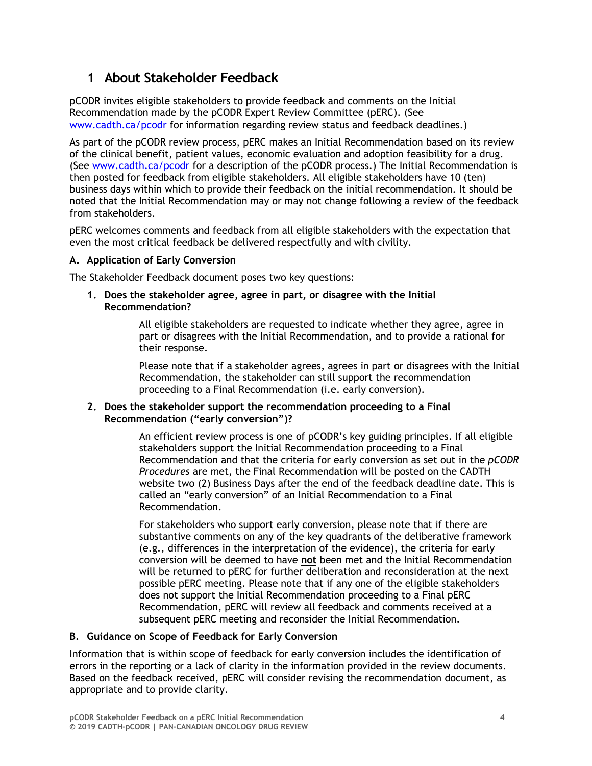# 1 About Stakeholder Feedback

pCODR invites eligible stakeholders to provide feedback and comments on the Initial Recommendation made by the pCODR Expert Review Committee (pERC). (See www.cadth.ca/pcodr for information regarding review status and feedback deadlines.)

As part of the pCODR review process, pERC makes an Initial Recommendation based on its review of the clinical benefit, patient values, economic evaluation and adoption feasibility for a drug. (See www.cadth.ca/pcodr for a description of the pCODR process.) The Initial Recommendation is then posted for feedback from eligible stakeholders. All eligible stakeholders have 10 (ten) business days within which to provide their feedback on the initial recommendation. It should be noted that the Initial Recommendation may or may not change following a review of the feedback from stakeholders.

pERC welcomes comments and feedback from all eligible stakeholders with the expectation that even the most critical feedback be delivered respectfully and with civility.

**A. Application of Early Conversion**

The Stakeholder Feedback document poses two key questions:

1. **Does the stakeholder agree, agree in part, or disagree with the Initial Recommendation?**

   All eligible stakeholders are requested to indicate whether they agree, agree in part or disagrees with the Initial Recommendation, and to provide a rational for their response.

   Please note that if a stakeholder agrees, agrees in part or disagrees with the Initial Recommendation, the stakeholder can still support the recommendation proceeding to a Final Recommendation (i.e. early conversion).

2. **Does the stakeholder support the recommendation proceeding to a Final Recommendation ("early conversion")?**

   An efficient review process is one of pCODR's key guiding principles. If all eligible stakeholders support the Initial Recommendation proceeding to a Final Recommendation and that the criteria for early conversion as set out in the *pCODR Procedures* are met, the Final Recommendation will be posted on the CADTH website two (2) Business Days after the end of the feedback deadline date. This is called an "early conversion" of an Initial Recommendation to a Final Recommendation.

   For stakeholders who support early conversion, please note that if there are substantive comments on any of the key quadrants of the deliberative framework (e.g., differences in the interpretation of the evidence), the criteria for early conversion will be deemed to have **not** been met and the Initial Recommendation will be returned to pERC for further deliberation and reconsideration at the next possible pERC meeting. Please note that if any one of the eligible stakeholders does not support the Initial Recommendation proceeding to a Final pERC Recommendation, pERC will review all feedback and comments received at a subsequent pERC meeting and reconsider the Initial Recommendation.

**B. Guidance on Scope of Feedback for Early Conversion**

Information that is within scope of feedback for early conversion includes the identification of errors in the reporting or a lack of clarity in the information provided in the review documents. Based on the feedback received, pERC will consider revising the recommendation document, as appropriate and to provide clarity.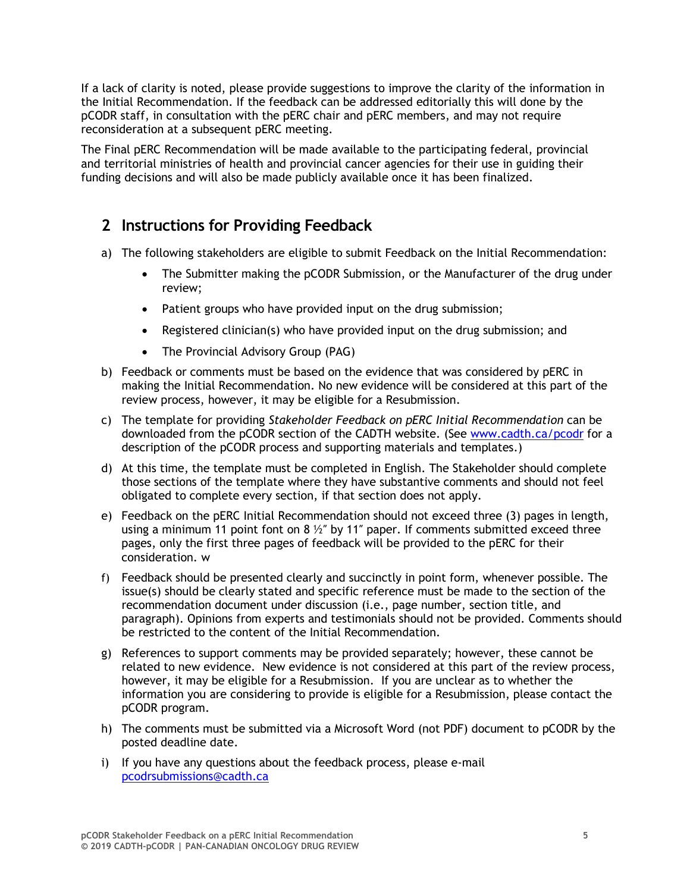If a lack of clarity is noted, please provide suggestions to improve the clarity of the information in the Initial Recommendation. If the feedback can be addressed editorially this will done by the pCODR staff, in consultation with the pERC chair and pERC members, and may not require reconsideration at a subsequent pERC meeting.

The Final pERC Recommendation will be made available to the participating federal, provincial and territorial ministries of health and provincial cancer agencies for their use in guiding their funding decisions and will also be made publicly available once it has been finalized.

## 2 Instructions for Providing Feedback

a) The following stakeholders are eligible to submit Feedback on the Initial Recommendation:

- The Submitter making the pCODR Submission, or the Manufacturer of the drug under review;
- Patient groups who have provided input on the drug submission;
- Registered clinician(s) who have provided input on the drug submission; and
- The Provincial Advisory Group (PAG)

b) Feedback or comments must be based on the evidence that was considered by pERC in making the Initial Recommendation. No new evidence will be considered at this part of the review process, however, it may be eligible for a Resubmission.

c) The template for providing *Stakeholder Feedback on pERC Initial Recommendation* can be downloaded from the pCODR section of the CADTH website. (See www.cadth.ca/pcodr for a description of the pCODR process and supporting materials and templates.)

d) At this time, the template must be completed in English. The Stakeholder should complete those sections of the template where they have substantive comments and should not feel obligated to complete every section, if that section does not apply.

e) Feedback on the pERC Initial Recommendation should not exceed three (3) pages in length, using a minimum 11 point font on 8 ½″ by 11″ paper. If comments submitted exceed three pages, only the first three pages of feedback will be provided to the pERC for their consideration. w

f) Feedback should be presented clearly and succinctly in point form, whenever possible. The issue(s) should be clearly stated and specific reference must be made to the section of the recommendation document under discussion (i.e., page number, section title, and paragraph). Opinions from experts and testimonials should not be provided. Comments should be restricted to the content of the Initial Recommendation.

g) References to support comments may be provided separately; however, these cannot be related to new evidence. New evidence is not considered at this part of the review process, however, it may be eligible for a Resubmission. If you are unclear as to whether the information you are considering to provide is eligible for a Resubmission, please contact the pCODR program.

h) The comments must be submitted via a Microsoft Word (not PDF) document to pCODR by the posted deadline date.

i) If you have any questions about the feedback process, please e-mail pcodrsubmissions@cadth.ca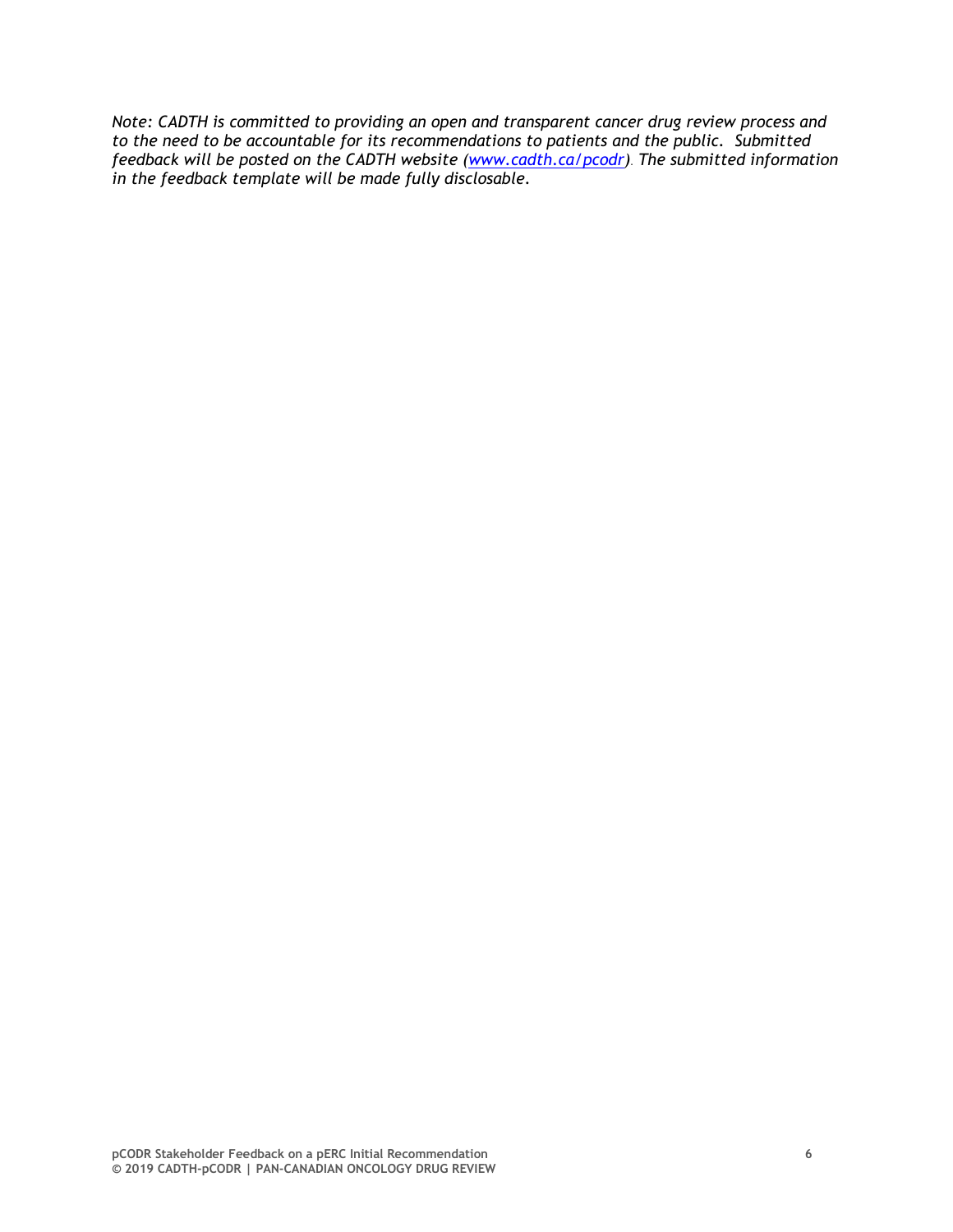*Note: CADTH is committed to providing an open and transparent cancer drug review process and to the need to be accountable for its recommendations to patients and the public. Submitted feedback will be posted on the CADTH website ([www.cadth.ca/pcodr](www.cadth.ca/pcodr)). The submitted information in the feedback template will be made fully disclosable.*